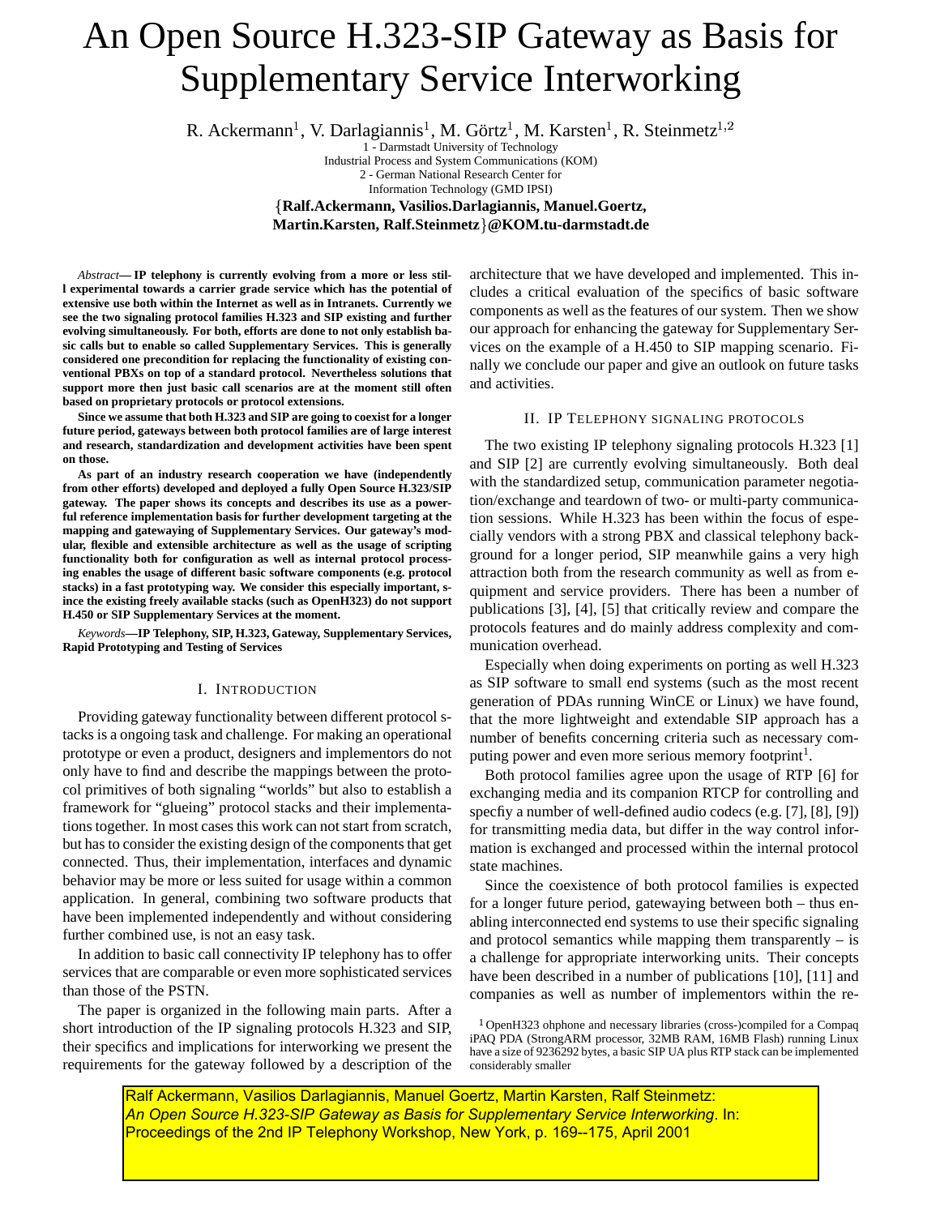# An Open Source H.323-SIP Gateway as Basis for Supplementary Service Interworking

R. Ackermann[1], V. Darlagiannis[1], M. Görtz[1], M. Karsten[1], R. Steinmetz[1,2]

1 - Darmstadt University of Technology
Industrial Process and System Communications (KOM)
2 - German National Research Center for
Information Technology (GMD IPSI)

{**Ralf.Ackermann, Vasilios.Darlagiannis, Manuel.Goertz, Martin.Karsten, Ralf.Steinmetz**}**@KOM.tu-darmstadt.de**

*Abstract*— **IP telephony is currently evolving from a more or less still experimental towards a carrier grade service which has the potential of extensive use both within the Internet as well as in Intranets. Currently we see the two signaling protocol families H.323 and SIP existing and further evolving simultaneously. For both, efforts are done to not only establish basic calls but to enable so called Supplementary Services. This is generally considered one precondition for replacing the functionality of existing conventional PBXs on top of a standard protocol. Nevertheless solutions that support more then just basic call scenarios are at the moment still often based on proprietary protocols or protocol extensions.**

**Since we assume that both H.323 and SIP are going to coexist for a longer future period, gateways between both protocol families are of large interest and research, standardization and development activities have been spent on those.**

**As part of an industry research cooperation we have (independently from other efforts) developed and deployed a fully Open Source H.323/SIP gateway. The paper shows its concepts and describes its use as a powerful reference implementation basis for further development targeting at the mapping and gatewaying of Supplementary Services. Our gateway's modular, flexible and extensible architecture as well as the usage of scripting functionality both for configuration as well as internal protocol processing enables the usage of different basic software components (e.g. protocol stacks) in a fast prototyping way. We consider this especially important, since the existing freely available stacks (such as OpenH323) do not support H.450 or SIP Supplementary Services at the moment.**

*Keywords*—**IP Telephony, SIP, H.323, Gateway, Supplementary Services, Rapid Prototyping and Testing of Services**

## I. Introduction

Providing gateway functionality between different protocol stacks is a ongoing task and challenge. For making an operational prototype or even a product, designers and implementors do not only have to find and describe the mappings between the protocol primitives of both signaling "worlds" but also to establish a framework for "glueing" protocol stacks and their implementations together. In most cases this work can not start from scratch, but has to consider the existing design of the components that get connected. Thus, their implementation, interfaces and dynamic behavior may be more or less suited for usage within a common application. In general, combining two software products that have been implemented independently and without considering further combined use, is not an easy task.

In addition to basic call connectivity IP telephony has to offer services that are comparable or even more sophisticated services than those of the PSTN.

The paper is organized in the following main parts. After a short introduction of the IP signaling protocols H.323 and SIP, their specifics and implications for interworking we present the requirements for the gateway followed by a description of the architecture that we have developed and implemented. This includes a critical evaluation of the specifics of basic software components as well as the features of our system. Then we show our approach for enhancing the gateway for Supplementary Services on the example of a H.450 to SIP mapping scenario. Finally we conclude our paper and give an outlook on future tasks and activities.

## II. IP Telephony signaling protocols

The two existing IP telephony signaling protocols H.323 [1] and SIP [2] are currently evolving simultaneously. Both deal with the standardized setup, communication parameter negotiation/exchange and teardown of two- or multi-party communication sessions. While H.323 has been within the focus of especially vendors with a strong PBX and classical telephony background for a longer period, SIP meanwhile gains a very high attraction both from the research community as well as from equipment and service providers. There has been a number of publications [3], [4], [5] that critically review and compare the protocols features and do mainly address complexity and communication overhead.

Especially when doing experiments on porting as well H.323 as SIP software to small end systems (such as the most recent generation of PDAs running WinCE or Linux) we have found, that the more lightweight and extendable SIP approach has a number of benefits concerning criteria such as necessary computing power and even more serious memory footprint[1].

Both protocol families agree upon the usage of RTP [6] for exchanging media and its companion RTCP for controlling and specfiy a number of well-defined audio codecs (e.g. [7], [8], [9]) for transmitting media data, but differ in the way control information is exchanged and processed within the internal protocol state machines.

Since the coexistence of both protocol families is expected for a longer future period, gatewaying between both – thus enabling interconnected end systems to use their specific signaling and protocol semantics while mapping them transparently – is a challenge for appropriate interworking units. Their concepts have been described in a number of publications [10], [11] and companies as well as number of implementors within the re-

[1] OpenH323 ohphone and necessary libraries (cross-)compiled for a Compaq iPAQ PDA (StrongARM processor, 32MB RAM, 16MB Flash) running Linux have a size of 9236292 bytes, a basic SIP UA plus RTP stack can be implemented considerably smaller

Ralf Ackermann, Vasilios Darlagiannis, Manuel Goertz, Martin Karsten, Ralf Steinmetz: *An Open Source H.323-SIP Gateway as Basis for Supplementary Service Interworking*. In: Proceedings of the 2nd IP Telephony Workshop, New York, p. 169--175, April 2001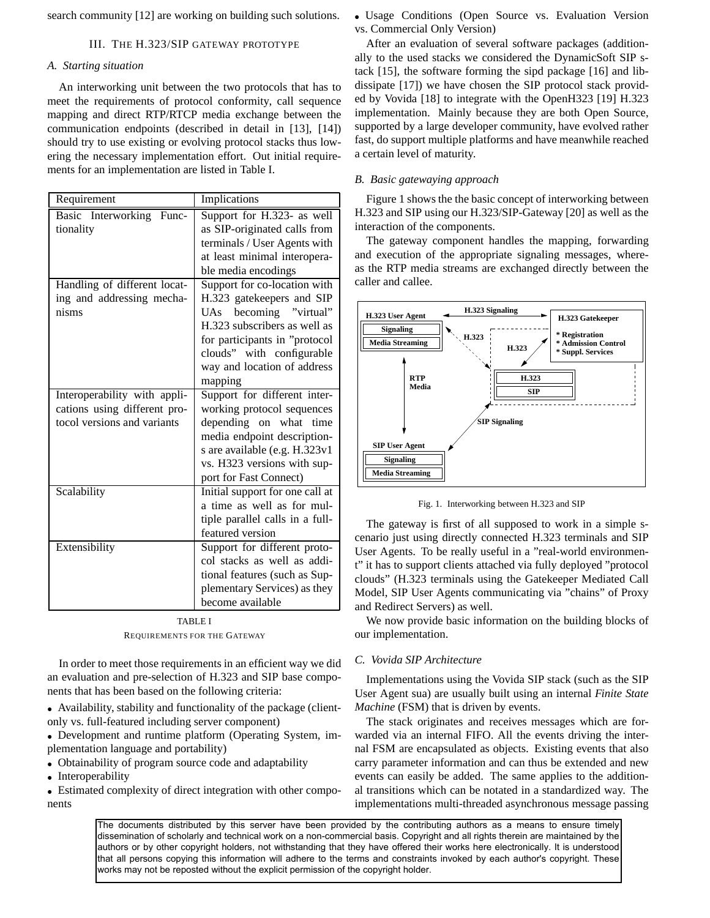search community [12] are working on building such solutions.

## III. The H.323/SIP Gateway Prototype

### A. Starting situation

An interworking unit between the two protocols that has to meet the requirements of protocol conformity, call sequence mapping and direct RTP/RTCP media exchange between the communication endpoints (described in detail in [13], [14]) should try to use existing or evolving protocol stacks thus lowering the necessary implementation effort. Out initial requirements for an implementation are listed in Table I.

| Requirement | Implications |
|---|---|
| Basic Interworking Functionality | Support for H.323- as well as SIP-originated calls from terminals / User Agents with at least minimal interoperable media encodings |
| Handling of different locating and addressing mechanisms | Support for co-location with H.323 gatekeepers and SIP UAs becoming "virtual" H.323 subscribers as well as for participants in "protocol clouds" with configurable way and location of address mapping |
| Interoperability with applications using different protocol versions and variants | Support for different interworking protocol sequences depending on what time media endpoint descriptions are available (e.g. H.323v1 vs. H323 versions with support for Fast Connect) |
| Scalability | Initial support for one call at a time as well as for multiple parallel calls in a full-featured version |
| Extensibility | Support for different protocol stacks as well as additional features (such as Supplementary Services) as they become available |

TABLE I

Requirements for the Gateway

In order to meet those requirements in an efficient way we did an evaluation and pre-selection of H.323 and SIP base components that has been based on the following criteria:

- Availability, stability and functionality of the package (client-only vs. full-featured including server component)
- Development and runtime platform (Operating System, implementation language and portability)
- Obtainability of program source code and adaptability
- Interoperability
- Estimated complexity of direct integration with other components
- Usage Conditions (Open Source vs. Evaluation Version vs. Commercial Only Version)

After an evaluation of several software packages (additionally to the used stacks we considered the DynamicSoft SIP stack [15], the software forming the sipd package [16] and libdissipate [17]) we have chosen the SIP protocol stack provided by Vovida [18] to integrate with the OpenH323 [19] H.323 implementation. Mainly because they are both Open Source, supported by a large developer community, have evolved rather fast, do support multiple platforms and have meanwhile reached a certain level of maturity.

### B. Basic gatewaying approach

Figure 1 shows the the basic concept of interworking between H.323 and SIP using our H.323/SIP-Gateway [20] as well as the interaction of the components.

The gateway component handles the mapping, forwarding and execution of the appropriate signaling messages, whereas the RTP media streams are exchanged directly between the caller and callee.

Fig. 1. Interworking between H.323 and SIP

The gateway is first of all supposed to work in a simple scenario just using directly connected H.323 terminals and SIP User Agents. To be really useful in a "real-world environment" it has to support clients attached via fully deployed "protocol clouds" (H.323 terminals using the Gatekeeper Mediated Call Model, SIP User Agents communicating via "chains" of Proxy and Redirect Servers) as well.

We now provide basic information on the building blocks of our implementation.

### C. Vovida SIP Architecture

Implementations using the Vovida SIP stack (such as the SIP User Agent sua) are usually built using an internal *Finite State Machine* (FSM) that is driven by events.

The stack originates and receives messages which are forwarded via an internal FIFO. All the events driving the internal FSM are encapsulated as objects. Existing events that also carry parameter information and can thus be extended and new events can easily be added. The same applies to the additional transitions which can be notated in a standardized way. The implementations multi-threaded asynchronous message passing

The documents distributed by this server have been provided by the contributing authors as a means to ensure timely dissemination of scholarly and technical work on a non-commercial basis. Copyright and all rights therein are maintained by the authors or by other copyright holders, not withstanding that they have offered their works here electronically. It is understood that all persons copying this information will adhere to the terms and constraints invoked by each author's copyright. These works may not be reposted without the explicit permission of the copyright holder.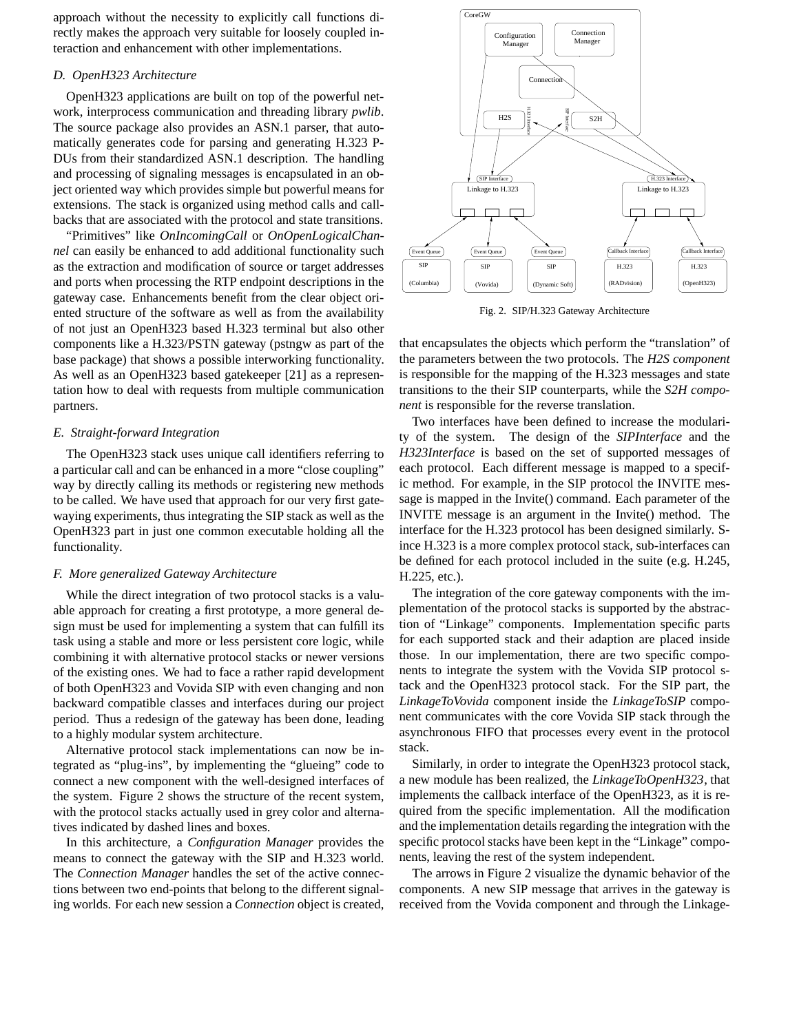approach without the necessity to explicitly call functions directly makes the approach very suitable for loosely coupled interaction and enhancement with other implementations.

### D. OpenH323 Architecture

OpenH323 applications are built on top of the powerful network, interprocess communication and threading library *pwlib*. The source package also provides an ASN.1 parser, that automatically generates code for parsing and generating H.323 PDUs from their standardized ASN.1 description. The handling and processing of signaling messages is encapsulated in an object oriented way which provides simple but powerful means for extensions. The stack is organized using method calls and callbacks that are associated with the protocol and state transitions.

"Primitives" like *OnIncomingCall* or *OnOpenLogicalChannel* can easily be enhanced to add additional functionality such as the extraction and modification of source or target addresses and ports when processing the RTP endpoint descriptions in the gateway case. Enhancements benefit from the clear object oriented structure of the software as well as from the availability of not just an OpenH323 based H.323 terminal but also other components like a H.323/PSTN gateway (pstngw as part of the base package) that shows a possible interworking functionality. As well as an OpenH323 based gatekeeper [21] as a representation how to deal with requests from multiple communication partners.

### E. Straight-forward Integration

The OpenH323 stack uses unique call identifiers referring to a particular call and can be enhanced in a more "close coupling" way by directly calling its methods or registering new methods to be called. We have used that approach for our very first gatewaying experiments, thus integrating the SIP stack as well as the OpenH323 part in just one common executable holding all the functionality.

### F. More generalized Gateway Architecture

While the direct integration of two protocol stacks is a valuable approach for creating a first prototype, a more general design must be used for implementing a system that can fulfill its task using a stable and more or less persistent core logic, while combining it with alternative protocol stacks or newer versions of the existing ones. We had to face a rather rapid development of both OpenH323 and Vovida SIP with even changing and non backward compatible classes and interfaces during our project period. Thus a redesign of the gateway has been done, leading to a highly modular system architecture.

Alternative protocol stack implementations can now be integrated as "plug-ins", by implementing the "glueing" code to connect a new component with the well-designed interfaces of the system. Figure 2 shows the structure of the recent system, with the protocol stacks actually used in grey color and alternatives indicated by dashed lines and boxes.

In this architecture, a *Configuration Manager* provides the means to connect the gateway with the SIP and H.323 world. The *Connection Manager* handles the set of the active connections between two end-points that belong to the different signaling worlds. For each new session a *Connection* object is created, that encapsulates the objects which perform the "translation" of the parameters between the two protocols. The *H2S component* is responsible for the mapping of the H.323 messages and state transitions to the their SIP counterparts, while the *S2H component* is responsible for the reverse translation.

Fig. 2. SIP/H.323 Gateway Architecture

Two interfaces have been defined to increase the modularity of the system. The design of the *SIPInterface* and the *H323Interface* is based on the set of supported messages of each protocol. Each different message is mapped to a specific method. For example, in the SIP protocol the INVITE message is mapped in the Invite() command. Each parameter of the INVITE message is an argument in the Invite() method. The interface for the H.323 protocol has been designed similarly. Since H.323 is a more complex protocol stack, sub-interfaces can be defined for each protocol included in the suite (e.g. H.245, H.225, etc.).

The integration of the core gateway components with the implementation of the protocol stacks is supported by the abstraction of "Linkage" components. Implementation specific parts for each supported stack and their adaption are placed inside those. In our implementation, there are two specific components to integrate the system with the Vovida SIP protocol stack and the OpenH323 protocol stack. For the SIP part, the *LinkageToVovida* component inside the *LinkageToSIP* component communicates with the core Vovida SIP stack through the asynchronous FIFO that processes every event in the protocol stack.

Similarly, in order to integrate the OpenH323 protocol stack, a new module has been realized, the *LinkageToOpenH323*, that implements the callback interface of the OpenH323, as it is required from the specific implementation. All the modification and the implementation details regarding the integration with the specific protocol stacks have been kept in the "Linkage" components, leaving the rest of the system independent.

The arrows in Figure 2 visualize the dynamic behavior of the components. A new SIP message that arrives in the gateway is received from the Vovida component and through the Linkage-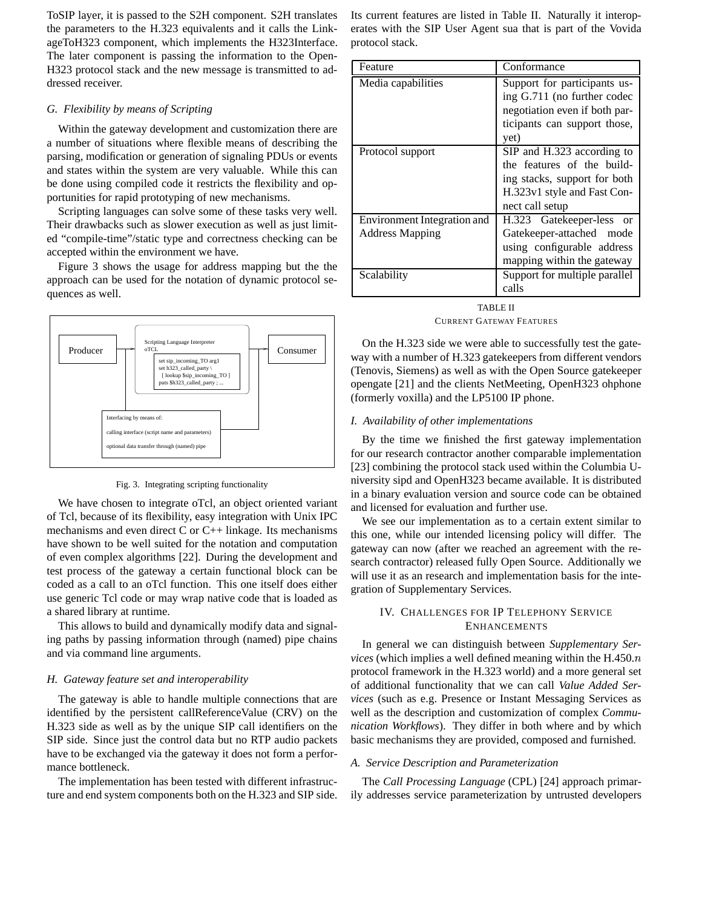ToSIP layer, it is passed to the S2H component. S2H translates the parameters to the H.323 equivalents and it calls the LinkageToH323 component, which implements the H323Interface. The later component is passing the information to the OpenH323 protocol stack and the new message is transmitted to addressed receiver.

### *G. Flexibility by means of Scripting*

Within the gateway development and customization there are a number of situations where flexible means of describing the parsing, modification or generation of signaling PDUs or events and states within the system are very valuable. While this can be done using compiled code it restricts the flexibility and opportunities for rapid prototyping of new mechanisms.

Scripting languages can solve some of these tasks very well. Their drawbacks such as slower execution as well as just limited "compile-time"/static type and correctness checking can be accepted within the environment we have.

Figure 3 shows the usage for address mapping but the the approach can be used for the notation of dynamic protocol sequences as well.

Producer → Scripting Language Interpreter oTCL → Consumer

```
set sip_incoming_TO arg1
set h323_called_party \
  [ lookup $sip_incoming_TO ]
puts $h323_called_party ; ...
```

Interfacing by means of:
calling interface (script name and parameters)
optional data transfer through (named) pipe

Fig. 3. Integrating scripting functionality

We have chosen to integrate oTcl, an object oriented variant of Tcl, because of its flexibility, easy integration with Unix IPC mechanisms and even direct C or C++ linkage. Its mechanisms have shown to be well suited for the notation and computation of even complex algorithms [22]. During the development and test process of the gateway a certain functional block can be coded as a call to an oTcl function. This one itself does either use generic Tcl code or may wrap native code that is loaded as a shared library at runtime.

This allows to build and dynamically modify data and signaling paths by passing information through (named) pipe chains and via command line arguments.

### *H. Gateway feature set and interoperability*

The gateway is able to handle multiple connections that are identified by the persistent callReferenceValue (CRV) on the H.323 side as well as by the unique SIP call identifiers on the SIP side. Since just the control data but no RTP audio packets have to be exchanged via the gateway it does not form a performance bottleneck.

The implementation has been tested with different infrastructure and end system components both on the H.323 and SIP side. Its current features are listed in Table II. Naturally it interoperates with the SIP User Agent sua that is part of the Vovida protocol stack.

| Feature | Conformance |
|---|---|
| Media capabilities | Support for participants using G.711 (no further codec negotiation even if both participants can support those, yet) |
| Protocol support | SIP and H.323 according to the features of the building stacks, support for both H.323v1 style and Fast Connect call setup |
| Environment Integration and Address Mapping | H.323 Gatekeeper-less or Gatekeeper-attached mode using configurable address mapping within the gateway |
| Scalability | Support for multiple parallel calls |

TABLE II
CURRENT GATEWAY FEATURES

On the H.323 side we were able to successfully test the gateway with a number of H.323 gatekeepers from different vendors (Tenovis, Siemens) as well as with the Open Source gatekeeper opengate [21] and the clients NetMeeting, OpenH323 ohphone (formerly voxilla) and the LP5100 IP phone.

### *I. Availability of other implementations*

By the time we finished the first gateway implementation for our research contractor another comparable implementation [23] combining the protocol stack used within the Columbia University sipd and OpenH323 became available. It is distributed in a binary evaluation version and source code can be obtained and licensed for evaluation and further use.

We see our implementation as to a certain extent similar to this one, while our intended licensing policy will differ. The gateway can now (after we reached an agreement with the research contractor) released fully Open Source. Additionally we will use it as an research and implementation basis for the integration of Supplementary Services.

## IV. CHALLENGES FOR IP TELEPHONY SERVICE ENHANCEMENTS

In general we can distinguish between *Supplementary Services* (which implies a well defined meaning within the H.450.$n$ protocol framework in the H.323 world) and a more general set of additional functionality that we can call *Value Added Services* (such as e.g. Presence or Instant Messaging Services as well as the description and customization of complex *Communication Workflows*). They differ in both where and by which basic mechanisms they are provided, composed and furnished.

### *A. Service Description and Parameterization*

The *Call Processing Language* (CPL) [24] approach primarily addresses service parameterization by untrusted developers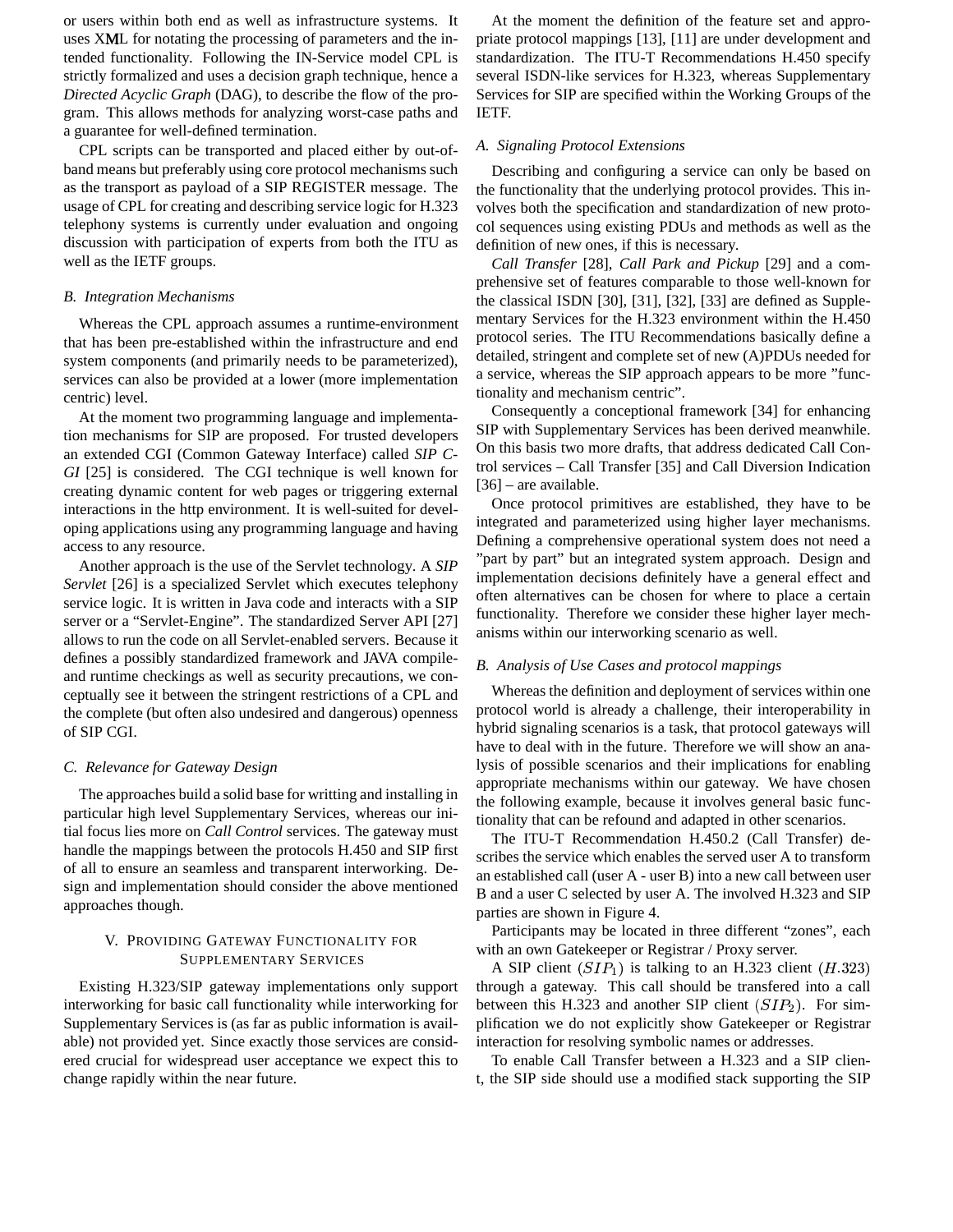or users within both end as well as infrastructure systems. It uses XML for notating the processing of parameters and the intended functionality. Following the IN-Service model CPL is strictly formalized and uses a decision graph technique, hence a *Directed Acyclic Graph* (DAG), to describe the flow of the program. This allows methods for analyzing worst-case paths and a guarantee for well-defined termination.

CPL scripts can be transported and placed either by out-of-band means but preferably using core protocol mechanisms such as the transport as payload of a SIP REGISTER message. The usage of CPL for creating and describing service logic for H.323 telephony systems is currently under evaluation and ongoing discussion with participation of experts from both the ITU as well as the IETF groups.

### B. Integration Mechanisms

Whereas the CPL approach assumes a runtime-environment that has been pre-established within the infrastructure and end system components (and primarily needs to be parameterized), services can also be provided at a lower (more implementation centric) level.

At the moment two programming language and implementation mechanisms for SIP are proposed. For trusted developers an extended CGI (Common Gateway Interface) called *SIP CGI* [25] is considered. The CGI technique is well known for creating dynamic content for web pages or triggering external interactions in the http environment. It is well-suited for developing applications using any programming language and having access to any resource.

Another approach is the use of the Servlet technology. A *SIP Servlet* [26] is a specialized Servlet which executes telephony service logic. It is written in Java code and interacts with a SIP server or a "Servlet-Engine". The standardized Server API [27] allows to run the code on all Servlet-enabled servers. Because it defines a possibly standardized framework and JAVA compile- and runtime checkings as well as security precautions, we conceptually see it between the stringent restrictions of a CPL and the complete (but often also undesired and dangerous) openness of SIP CGI.

### C. Relevance for Gateway Design

The approaches build a solid base for writting and installing in particular high level Supplementary Services, whereas our initial focus lies more on *Call Control* services. The gateway must handle the mappings between the protocols H.450 and SIP first of all to ensure an seamless and transparent interworking. Design and implementation should consider the above mentioned approaches though.

## V. Providing Gateway Functionality for Supplementary Services

Existing H.323/SIP gateway implementations only support interworking for basic call functionality while interworking for Supplementary Services is (as far as public information is available) not provided yet. Since exactly those services are considered crucial for widespread user acceptance we expect this to change rapidly within the near future.

At the moment the definition of the feature set and appropriate protocol mappings [13], [11] are under development and standardization. The ITU-T Recommendations H.450 specify several ISDN-like services for H.323, whereas Supplementary Services for SIP are specified within the Working Groups of the IETF.

### A. Signaling Protocol Extensions

Describing and configuring a service can only be based on the functionality that the underlying protocol provides. This involves both the specification and standardization of new protocol sequences using existing PDUs and methods as well as the definition of new ones, if this is necessary.

*Call Transfer* [28], *Call Park and Pickup* [29] and a comprehensive set of features comparable to those well-known for the classical ISDN [30], [31], [32], [33] are defined as Supplementary Services for the H.323 environment within the H.450 protocol series. The ITU Recommendations basically define a detailed, stringent and complete set of new (A)PDUs needed for a service, whereas the SIP approach appears to be more "functionality and mechanism centric".

Consequently a conceptional framework [34] for enhancing SIP with Supplementary Services has been derived meanwhile. On this basis two more drafts, that address dedicated Call Control services – Call Transfer [35] and Call Diversion Indication [36] – are available.

Once protocol primitives are established, they have to be integrated and parameterized using higher layer mechanisms. Defining a comprehensive operational system does not need a "part by part" but an integrated system approach. Design and implementation decisions definitely have a general effect and often alternatives can be chosen for where to place a certain functionality. Therefore we consider these higher layer mechanisms within our interworking scenario as well.

### B. Analysis of Use Cases and protocol mappings

Whereas the definition and deployment of services within one protocol world is already a challenge, their interoperability in hybrid signaling scenarios is a task, that protocol gateways will have to deal with in the future. Therefore we will show an analysis of possible scenarios and their implications for enabling appropriate mechanisms within our gateway. We have chosen the following example, because it involves general basic functionality that can be refound and adapted in other scenarios.

The ITU-T Recommendation H.450.2 (Call Transfer) describes the service which enables the served user A to transform an established call (user A - user B) into a new call between user B and a user C selected by user A. The involved H.323 and SIP parties are shown in Figure 4.

Participants may be located in three different "zones", each with an own Gatekeeper or Registrar / Proxy server.

A SIP client ($SIP_1$) is talking to an H.323 client ($H.323$) through a gateway. This call should be transfered into a call between this H.323 and another SIP client ($SIP_2$). For simplification we do not explicitly show Gatekeeper or Registrar interaction for resolving symbolic names or addresses.

To enable Call Transfer between a H.323 and a SIP client, the SIP side should use a modified stack supporting the SIP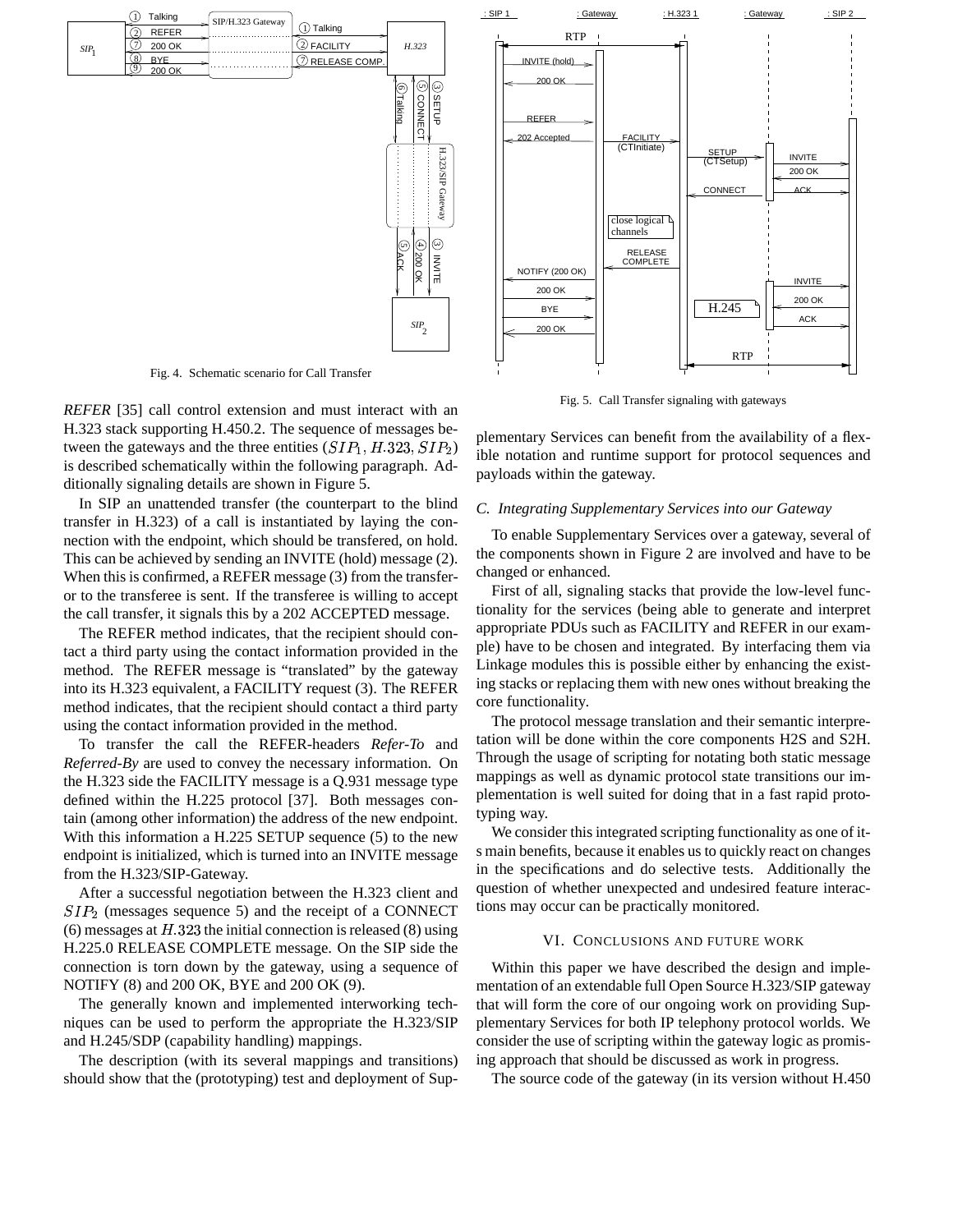Fig. 4. Schematic scenario for Call Transfer

Fig. 5. Call Transfer signaling with gateways

*REFER* [35] call control extension and must interact with an H.323 stack supporting H.450.2. The sequence of messages between the gateways and the three entities ($SIP_1$, $H.323$, $SIP_2$) is described schematically within the following paragraph. Additionally signaling details are shown in Figure 5.

In SIP an unattended transfer (the counterpart to the blind transfer in H.323) of a call is instantiated by laying the connection with the endpoint, which should be transfered, on hold. This can be achieved by sending an INVITE (hold) message (2). When this is confirmed, a REFER message (3) from the transferor to the transferee is sent. If the transferee is willing to accept the call transfer, it signals this by a 202 ACCEPTED message.

The REFER method indicates, that the recipient should contact a third party using the contact information provided in the method. The REFER message is "translated" by the gateway into its H.323 equivalent, a FACILITY request (3). The REFER method indicates, that the recipient should contact a third party using the contact information provided in the method.

To transfer the call the REFER-headers *Refer-To* and *Referred-By* are used to convey the necessary information. On the H.323 side the FACILITY message is a Q.931 message type defined within the H.225 protocol [37]. Both messages contain (among other information) the address of the new endpoint. With this information a H.225 SETUP sequence (5) to the new endpoint is initialized, which is turned into an INVITE message from the H.323/SIP-Gateway.

After a successful negotiation between the H.323 client and $SIP_2$ (messages sequence 5) and the receipt of a CONNECT (6) messages at $H.323$ the initial connection is released (8) using H.225.0 RELEASE COMPLETE message. On the SIP side the connection is torn down by the gateway, using a sequence of NOTIFY (8) and 200 OK, BYE and 200 OK (9).

The generally known and implemented interworking techniques can be used to perform the appropriate the H.323/SIP and H.245/SDP (capability handling) mappings.

The description (with its several mappings and transitions) should show that the (prototyping) test and deployment of Supplementary Services can benefit from the availability of a flexible notation and runtime support for protocol sequences and payloads within the gateway.

### C. Integrating Supplementary Services into our Gateway

To enable Supplementary Services over a gateway, several of the components shown in Figure 2 are involved and have to be changed or enhanced.

First of all, signaling stacks that provide the low-level functionality for the services (being able to generate and interpret appropriate PDUs such as FACILITY and REFER in our example) have to be chosen and integrated. By interfacing them via Linkage modules this is possible either by enhancing the existing stacks or replacing them with new ones without breaking the core functionality.

The protocol message translation and their semantic interpretation will be done within the core components H2S and S2H. Through the usage of scripting for notating both static message mappings as well as dynamic protocol state transitions our implementation is well suited for doing that in a fast rapid prototyping way.

We consider this integrated scripting functionality as one of its main benefits, because it enables us to quickly react on changes in the specifications and do selective tests. Additionally the question of whether unexpected and undesired feature interactions may occur can be practically monitored.

## VI. Conclusions and future work

Within this paper we have described the design and implementation of an extendable full Open Source H.323/SIP gateway that will form the core of our ongoing work on providing Supplementary Services for both IP telephony protocol worlds. We consider the use of scripting within the gateway logic as promising approach that should be discussed as work in progress.

The source code of the gateway (in its version without H.450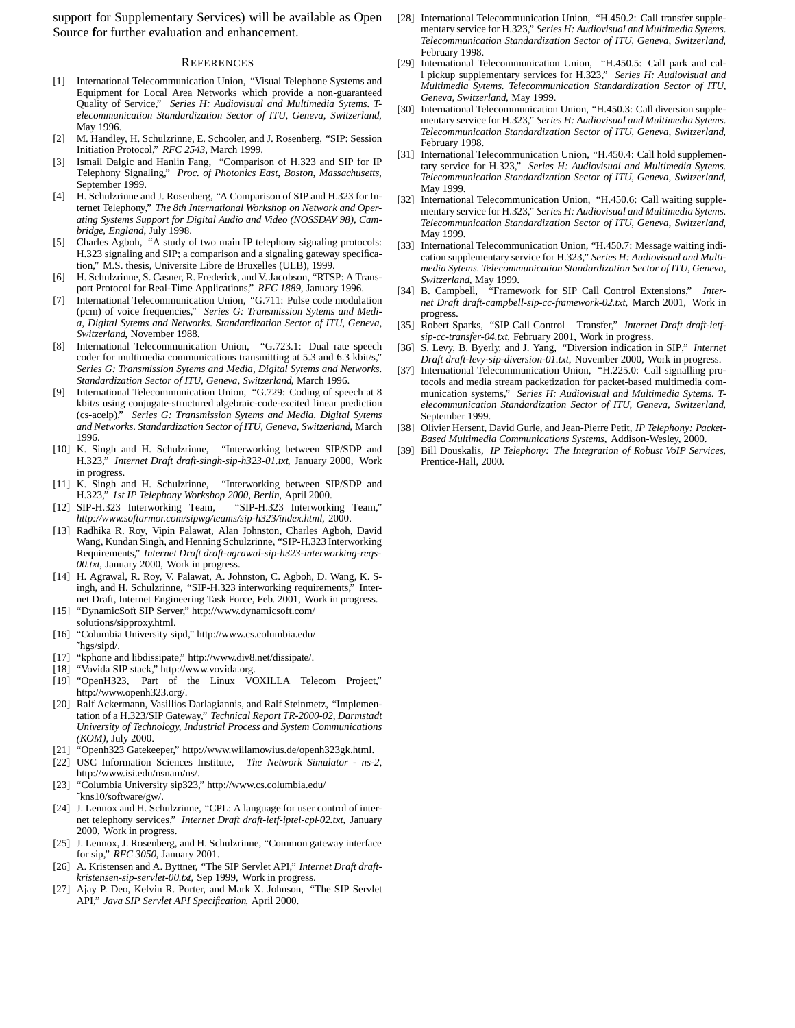support for Supplementary Services) will be available as Open Source for further evaluation and enhancement.

## References

[1] International Telecommunication Union, "Visual Telephone Systems and Equipment for Local Area Networks which provide a non-guaranteed Quality of Service," *Series H: Audiovisual and Multimedia Sytems. Telecommunication Standardization Sector of ITU, Geneva, Switzerland*, May 1996.

[2] M. Handley, H. Schulzrinne, E. Schooler, and J. Rosenberg, "SIP: Session Initiation Protocol," *RFC 2543*, March 1999.

[3] Ismail Dalgic and Hanlin Fang, "Comparison of H.323 and SIP for IP Telephony Signaling," *Proc. of Photonics East, Boston, Massachusetts*, September 1999.

[4] H. Schulzrinne and J. Rosenberg, "A Comparison of SIP and H.323 for Internet Telephony," *The 8th International Workshop on Network and Operating Systems Support for Digital Audio and Video (NOSSDAV 98), Cambridge, England*, July 1998.

[5] Charles Agboh, "A study of two main IP telephony signaling protocols: H.323 signaling and SIP; a comparison and a signaling gateway specification," M.S. thesis, Universite Libre de Bruxelles (ULB), 1999.

[6] H. Schulzrinne, S. Casner, R. Frederick, and V. Jacobson, "RTSP: A Transport Protocol for Real-Time Applications," *RFC 1889*, January 1996.

[7] International Telecommunication Union, "G.711: Pulse code modulation (pcm) of voice frequencies," *Series G: Transmission Sytems and Media, Digital Sytems and Networks. Standardization Sector of ITU, Geneva, Switzerland*, November 1988.

[8] International Telecommunication Union, "G.723.1: Dual rate speech coder for multimedia communications transmitting at 5.3 and 6.3 kbit/s," *Series G: Transmission Sytems and Media, Digital Sytems and Networks. Standardization Sector of ITU, Geneva, Switzerland*, March 1996.

[9] International Telecommunication Union, "G.729: Coding of speech at 8 kbit/s using conjugate-structured algebraic-code-excited linear prediction (cs-acelp)," *Series G: Transmission Sytems and Media, Digital Sytems and Networks. Standardization Sector of ITU, Geneva, Switzerland*, March 1996.

[10] K. Singh and H. Schulzrinne, "Interworking between SIP/SDP and H.323," *Internet Draft draft-singh-sip-h323-01.txt*, January 2000, Work in progress.

[11] K. Singh and H. Schulzrinne, "Interworking between SIP/SDP and H.323," *1st IP Telephony Workshop 2000, Berlin*, April 2000.

[12] SIP-H.323 Interworking Team, "SIP-H.323 Interworking Team," *http://www.softarmor.com/sipwg/teams/sip-h323/index.html*, 2000.

[13] Radhika R. Roy, Vipin Palawat, Alan Johnston, Charles Agboh, David Wang, Kundan Singh, and Henning Schulzrinne, "SIP-H.323 Interworking Requirements," *Internet Draft draft-agrawal-sip-h323-interworking-reqs-00.txt*, January 2000, Work in progress.

[14] H. Agrawal, R. Roy, V. Palawat, A. Johnston, C. Agboh, D. Wang, K. Singh, and H. Schulzrinne, "SIP-H.323 interworking requirements," Internet Draft, Internet Engineering Task Force, Feb. 2001, Work in progress.

[15] "DynamicSoft SIP Server," http://www.dynamicsoft.com/solutions/sipproxy.html.

[16] "Columbia University sipd," http://www.cs.columbia.edu/~hgs/sipd/.

[17] "kphone and libdissipate," http://www.div8.net/dissipate/.

[18] "Vovida SIP stack," http://www.vovida.org.

[19] "OpenH323, Part of the Linux VOXILLA Telecom Project," http://www.openh323.org/.

[20] Ralf Ackermann, Vasillios Darlagiannis, and Ralf Steinmetz, "Implementation of a H.323/SIP Gateway," *Technical Report TR-2000-02, Darmstadt University of Technology, Industrial Process and System Communications (KOM)*, July 2000.

[21] "Openh323 Gatekeeper," http://www.willamowius.de/openh323gk.html.

[22] USC Information Sciences Institute, *The Network Simulator - ns-2*, http://www.isi.edu/nsnam/ns/.

[23] "Columbia University sip323," http://www.cs.columbia.edu/~kns10/software/gw/.

[24] J. Lennox and H. Schulzrinne, "CPL: A language for user control of internet telephony services," *Internet Draft draft-ietf-iptel-cpl-02.txt*, January 2000, Work in progress.

[25] J. Lennox, J. Rosenberg, and H. Schulzrinne, "Common gateway interface for sip," *RFC 3050*, January 2001.

[26] A. Kristensen and A. Byttner, "The SIP Servlet API," *Internet Draft draft-kristensen-sip-servlet-00.txt*, Sep 1999, Work in progress.

[27] Ajay P. Deo, Kelvin R. Porter, and Mark X. Johnson, "The SIP Servlet API," *Java SIP Servlet API Specification*, April 2000.

[28] International Telecommunication Union, "H.450.2: Call transfer supplementary service for H.323," *Series H: Audiovisual and Multimedia Sytems. Telecommunication Standardization Sector of ITU, Geneva, Switzerland*, February 1998.

[29] International Telecommunication Union, "H.450.5: Call park and call pickup supplementary services for H.323," *Series H: Audiovisual and Multimedia Sytems. Telecommunication Standardization Sector of ITU, Geneva, Switzerland*, May 1999.

[30] International Telecommunication Union, "H.450.3: Call diversion supplementary service for H.323," *Series H: Audiovisual and Multimedia Sytems. Telecommunication Standardization Sector of ITU, Geneva, Switzerland*, February 1998.

[31] International Telecommunication Union, "H.450.4: Call hold supplementary service for H.323," *Series H: Audiovisual and Multimedia Sytems. Telecommunication Standardization Sector of ITU, Geneva, Switzerland*, May 1999.

[32] International Telecommunication Union, "H.450.6: Call waiting supplementary service for H.323," *Series H: Audiovisual and Multimedia Sytems. Telecommunication Standardization Sector of ITU, Geneva, Switzerland*, May 1999.

[33] International Telecommunication Union, "H.450.7: Message waiting indication supplementary service for H.323," *Series H: Audiovisual and Multimedia Sytems. Telecommunication Standardization Sector of ITU, Geneva, Switzerland*, May 1999.

[34] B. Campbell, "Framework for SIP Call Control Extensions," *Internet Draft draft-campbell-sip-cc-framework-02.txt*, March 2001, Work in progress.

[35] Robert Sparks, "SIP Call Control – Transfer," *Internet Draft draft-ietf-sip-cc-transfer-04.txt*, February 2001, Work in progress.

[36] S. Levy, B. Byerly, and J. Yang, "Diversion indication in SIP," *Internet Draft draft-levy-sip-diversion-01.txt*, November 2000, Work in progress.

[37] International Telecommunication Union, "H.225.0: Call signalling protocols and media stream packetization for packet-based multimedia communication systems," *Series H: Audiovisual and Multimedia Sytems. Telecommunication Standardization Sector of ITU, Geneva, Switzerland*, September 1999.

[38] Olivier Hersent, David Gurle, and Jean-Pierre Petit, *IP Telephony: Packet-Based Multimedia Communications Systems*, Addison-Wesley, 2000.

[39] Bill Douskalis, *IP Telephony: The Integration of Robust VoIP Services*, Prentice-Hall, 2000.